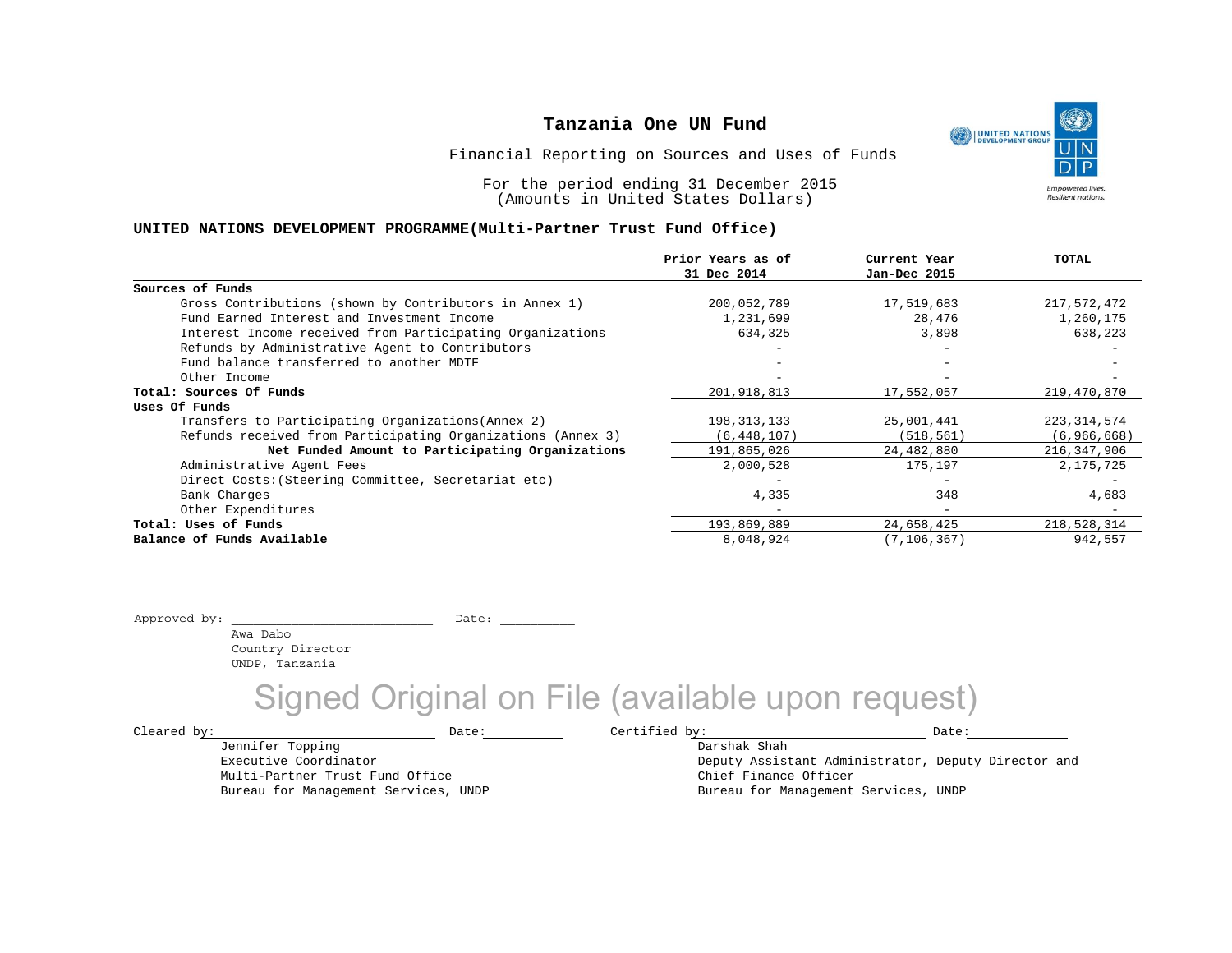# Tanzania One UN Fund

Financial Reporting on Sources and Uses of Funds

For the period ending 31 December 2015
(Amounts in United States Dollars)

## UNITED NATIONS DEVELOPMENT PROGRAMME(Multi-Partner Trust Fund Office)

| | Prior Years as of 31 Dec 2014 | Current Year Jan-Dec 2015 | TOTAL |
|---|---|---|---|
| **Sources of Funds** | | | |
| Gross Contributions (shown by Contributors in Annex 1) | 200,052,789 | 17,519,683 | 217,572,472 |
| Fund Earned Interest and Investment Income | 1,231,699 | 28,476 | 1,260,175 |
| Interest Income received from Participating Organizations | 634,325 | 3,898 | 638,223 |
| Refunds by Administrative Agent to Contributors | - | - | - |
| Fund balance transferred to another MDTF | - | - | - |
| Other Income | - | - | - |
| **Total: Sources Of Funds** | 201,918,813 | 17,552,057 | 219,470,870 |
| **Uses Of Funds** | | | |
| Transfers to Participating Organizations(Annex 2) | 198,313,133 | 25,001,441 | 223,314,574 |
| Refunds received from Participating Organizations (Annex 3) | (6,448,107) | (518,561) | (6,966,668) |
| **Net Funded Amount to Participating Organizations** | 191,865,026 | 24,482,880 | 216,347,906 |
| Administrative Agent Fees | 2,000,528 | 175,197 | 2,175,725 |
| Direct Costs:(Steering Committee, Secretariat etc) | - | - | - |
| Bank Charges | 4,335 | 348 | 4,683 |
| Other Expenditures | - | - | - |
| **Total: Uses of Funds** | 193,869,889 | 24,658,425 | 218,528,314 |
| **Balance of Funds Available** | 8,048,924 | (7,106,367) | 942,557 |

Approved by: ___________________________ Date: __________

Awa Dabo
Country Director
UNDP, Tanzania

Signed Original on File (available upon request)

Cleared by: ___________________________ Date: __________

Jennifer Topping
Executive Coordinator
Multi-Partner Trust Fund Office
Bureau for Management Services, UNDP

Certified by: ___________________________ Date: __________

Darshak Shah
Deputy Assistant Administrator, Deputy Director and
Chief Finance Officer
Bureau for Management Services, UNDP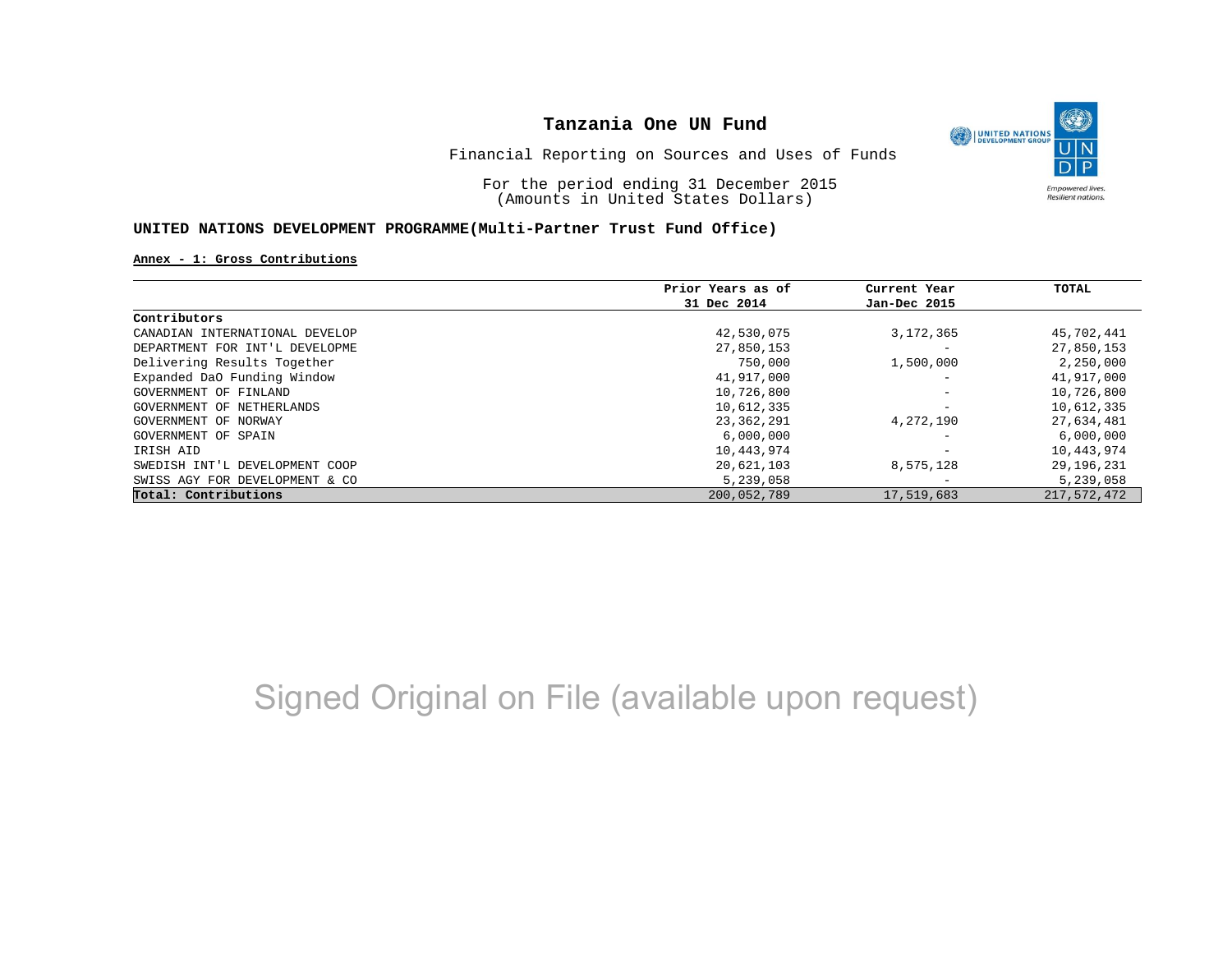# Tanzania One UN Fund

Financial Reporting on Sources and Uses of Funds

For the period ending 31 December 2015
(Amounts in United States Dollars)

## UNITED NATIONS DEVELOPMENT PROGRAMME(Multi-Partner Trust Fund Office)

**Annex - 1: Gross Contributions**

| | Prior Years as of 31 Dec 2014 | Current Year Jan-Dec 2015 | TOTAL |
|---|---|---|---|
| **Contributors** | | | |
| CANADIAN INTERNATIONAL DEVELOP | 42,530,075 | 3,172,365 | 45,702,441 |
| DEPARTMENT FOR INT'L DEVELOPME | 27,850,153 | - | 27,850,153 |
| Delivering Results Together | 750,000 | 1,500,000 | 2,250,000 |
| Expanded DaO Funding Window | 41,917,000 | - | 41,917,000 |
| GOVERNMENT OF FINLAND | 10,726,800 | - | 10,726,800 |
| GOVERNMENT OF NETHERLANDS | 10,612,335 | - | 10,612,335 |
| GOVERNMENT OF NORWAY | 23,362,291 | 4,272,190 | 27,634,481 |
| GOVERNMENT OF SPAIN | 6,000,000 | - | 6,000,000 |
| IRISH AID | 10,443,974 | - | 10,443,974 |
| SWEDISH INT'L DEVELOPMENT COOP | 20,621,103 | 8,575,128 | 29,196,231 |
| SWISS AGY FOR DEVELOPMENT & CO | 5,239,058 | - | 5,239,058 |
| **Total: Contributions** | 200,052,789 | 17,519,683 | 217,572,472 |

Signed Original on File (available upon request)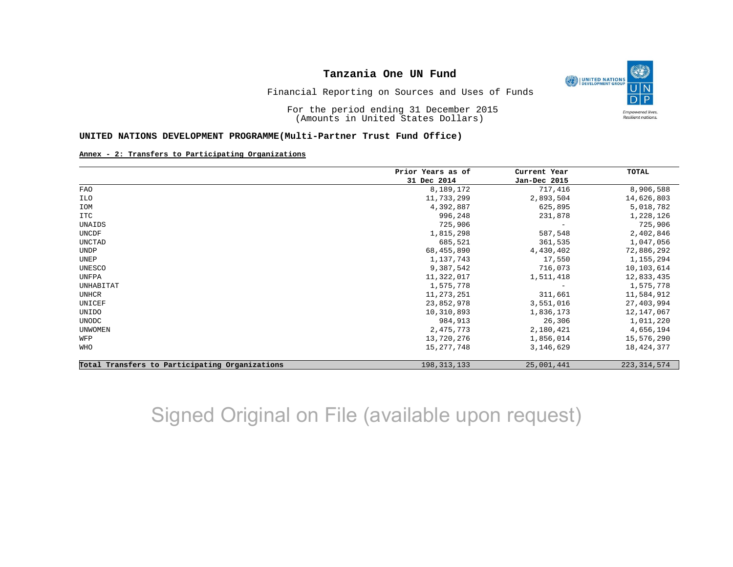# Tanzania One UN Fund

Financial Reporting on Sources and Uses of Funds

For the period ending 31 December 2015
(Amounts in United States Dollars)

**UNITED NATIONS DEVELOPMENT PROGRAMME(Multi-Partner Trust Fund Office)**

**Annex - 2: Transfers to Participating Organizations**

| | Prior Years as of 31 Dec 2014 | Current Year Jan-Dec 2015 | TOTAL |
|---|---|---|---|
| FAO | 8,189,172 | 717,416 | 8,906,588 |
| ILO | 11,733,299 | 2,893,504 | 14,626,803 |
| IOM | 4,392,887 | 625,895 | 5,018,782 |
| ITC | 996,248 | 231,878 | 1,228,126 |
| UNAIDS | 725,906 | - | 725,906 |
| UNCDF | 1,815,298 | 587,548 | 2,402,846 |
| UNCTAD | 685,521 | 361,535 | 1,047,056 |
| UNDP | 68,455,890 | 4,430,402 | 72,886,292 |
| UNEP | 1,137,743 | 17,550 | 1,155,294 |
| UNESCO | 9,387,542 | 716,073 | 10,103,614 |
| UNFPA | 11,322,017 | 1,511,418 | 12,833,435 |
| UNHABITAT | 1,575,778 | - | 1,575,778 |
| UNHCR | 11,273,251 | 311,661 | 11,584,912 |
| UNICEF | 23,852,978 | 3,551,016 | 27,403,994 |
| UNIDO | 10,310,893 | 1,836,173 | 12,147,067 |
| UNODC | 984,913 | 26,306 | 1,011,220 |
| UNWOMEN | 2,475,773 | 2,180,421 | 4,656,194 |
| WFP | 13,720,276 | 1,856,014 | 15,576,290 |
| WHO | 15,277,748 | 3,146,629 | 18,424,377 |
| **Total Transfers to Participating Organizations** | 198,313,133 | 25,001,441 | 223,314,574 |

Signed Original on File (available upon request)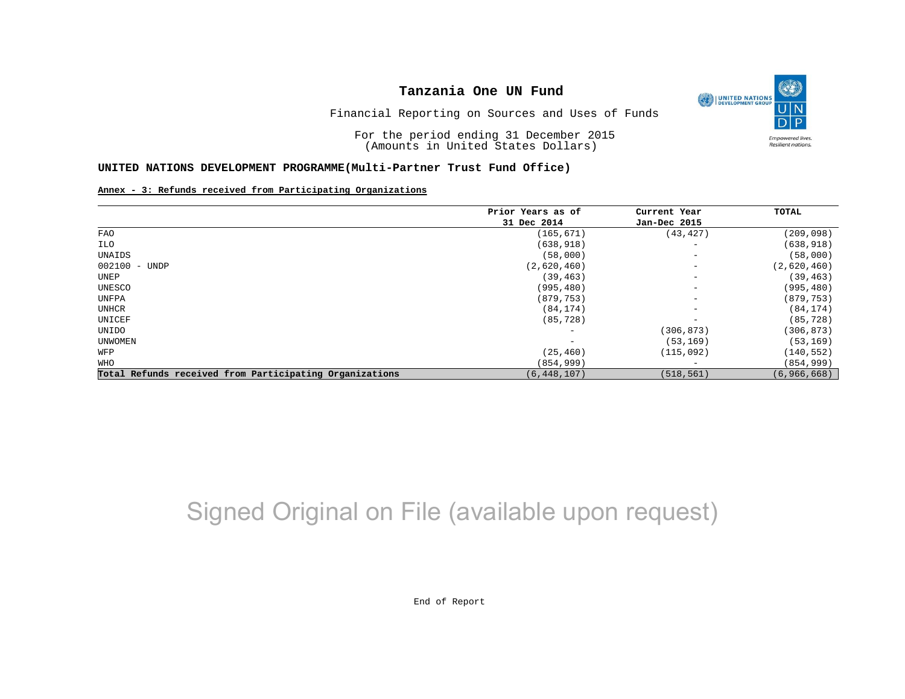# Tanzania One UN Fund

Financial Reporting on Sources and Uses of Funds

For the period ending 31 December 2015
(Amounts in United States Dollars)

**UNITED NATIONS DEVELOPMENT PROGRAMME(Multi-Partner Trust Fund Office)**

**Annex - 3: Refunds received from Participating Organizations**

| | Prior Years as of 31 Dec 2014 | Current Year Jan-Dec 2015 | TOTAL |
|---|---|---|---|
| FAO | (165,671) | (43,427) | (209,098) |
| ILO | (638,918) | - | (638,918) |
| UNAIDS | (58,000) | - | (58,000) |
| 002100 - UNDP | (2,620,460) | - | (2,620,460) |
| UNEP | (39,463) | - | (39,463) |
| UNESCO | (995,480) | - | (995,480) |
| UNFPA | (879,753) | - | (879,753) |
| UNHCR | (84,174) | - | (84,174) |
| UNICEF | (85,728) | - | (85,728) |
| UNIDO | - | (306,873) | (306,873) |
| UNWOMEN | - | (53,169) | (53,169) |
| WFP | (25,460) | (115,092) | (140,552) |
| WHO | (854,999) | - | (854,999) |
| **Total Refunds received from Participating Organizations** | (6,448,107) | (518,561) | (6,966,668) |

Signed Original on File (available upon request)

End of Report